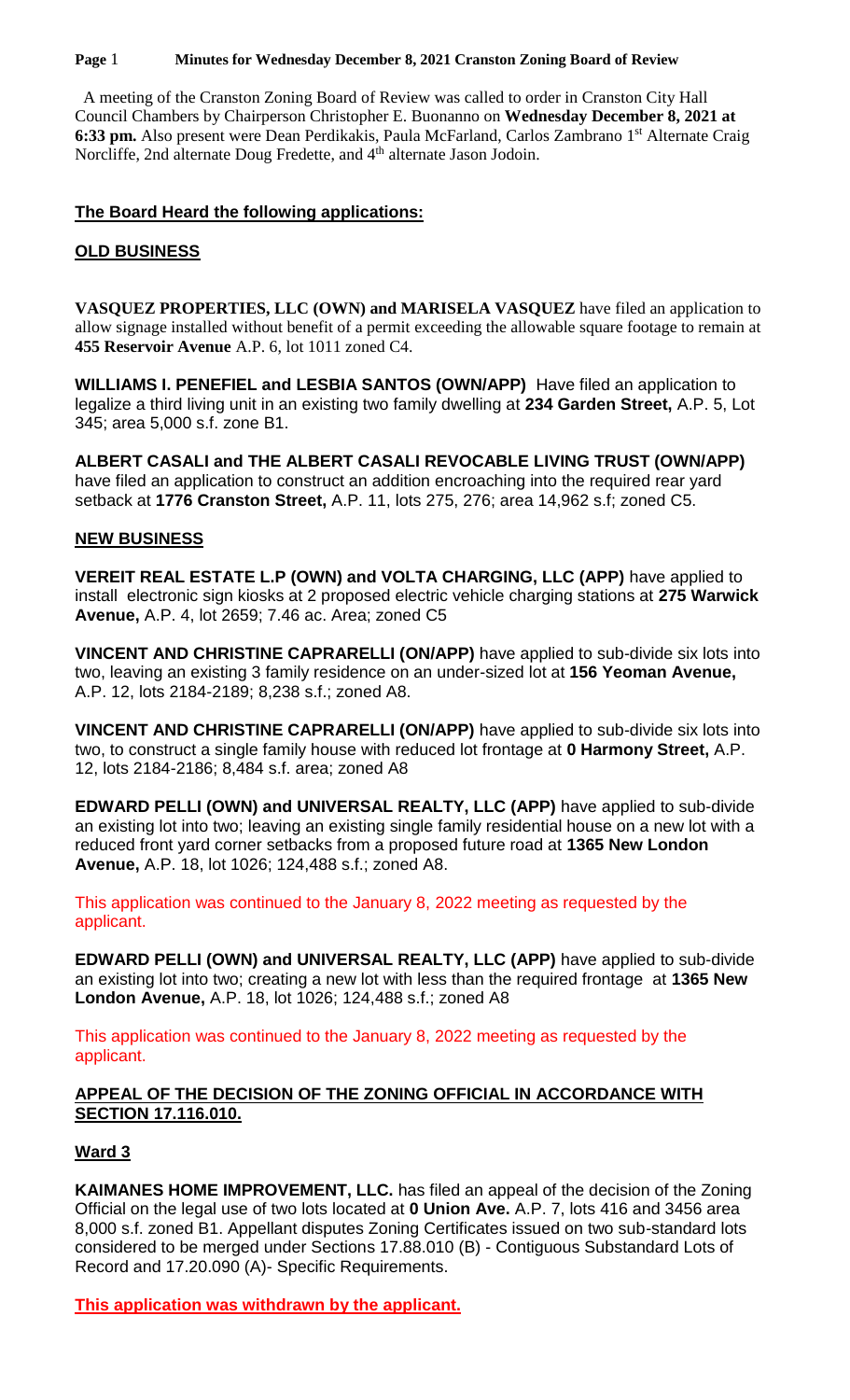A meeting of the Cranston Zoning Board of Review was called to order in Cranston City Hall Council Chambers by Chairperson Christopher E. Buonanno on **Wednesday December 8, 2021 at 6:33 pm.** Also present were Dean Perdikakis, Paula McFarland, Carlos Zambrano 1st Alternate Craig Norcliffe, 2nd alternate Doug Fredette, and 4th alternate Jason Jodoin.

## **The Board Heard the following applications:**

## **OLD BUSINESS**

**VASQUEZ PROPERTIES, LLC (OWN) and MARISELA VASQUEZ** have filed an application to allow signage installed without benefit of a permit exceeding the allowable square footage to remain at **455 Reservoir Avenue** A.P. 6, lot 1011 zoned C4.

**WILLIAMS I. PENEFIEL and LESBIA SANTOS (OWN/APP)** Have filed an application to legalize a third living unit in an existing two family dwelling at **234 Garden Street,** A.P. 5, Lot 345; area 5,000 s.f. zone B1.

**ALBERT CASALI and THE ALBERT CASALI REVOCABLE LIVING TRUST (OWN/APP)** have filed an application to construct an addition encroaching into the required rear yard setback at **1776 Cranston Street,** A.P. 11, lots 275, 276; area 14,962 s.f; zoned C5.

## **NEW BUSINESS**

**VEREIT REAL ESTATE L.P (OWN) and VOLTA CHARGING, LLC (APP)** have applied to install electronic sign kiosks at 2 proposed electric vehicle charging stations at **275 Warwick Avenue,** A.P. 4, lot 2659; 7.46 ac. Area; zoned C5

**VINCENT AND CHRISTINE CAPRARELLI (ON/APP)** have applied to sub-divide six lots into two, leaving an existing 3 family residence on an under-sized lot at **156 Yeoman Avenue,** A.P. 12, lots 2184-2189; 8,238 s.f.; zoned A8.

**VINCENT AND CHRISTINE CAPRARELLI (ON/APP)** have applied to sub-divide six lots into two, to construct a single family house with reduced lot frontage at **0 Harmony Street,** A.P. 12, lots 2184-2186; 8,484 s.f. area; zoned A8

**EDWARD PELLI (OWN) and UNIVERSAL REALTY, LLC (APP)** have applied to sub-divide an existing lot into two; leaving an existing single family residential house on a new lot with a reduced front yard corner setbacks from a proposed future road at **1365 New London Avenue,** A.P. 18, lot 1026; 124,488 s.f.; zoned A8.

This application was continued to the January 8, 2022 meeting as requested by the applicant.

**EDWARD PELLI (OWN) and UNIVERSAL REALTY, LLC (APP)** have applied to sub-divide an existing lot into two; creating a new lot with less than the required frontage at **1365 New London Avenue,** A.P. 18, lot 1026; 124,488 s.f.; zoned A8

This application was continued to the January 8, 2022 meeting as requested by the applicant.

## **APPEAL OF THE DECISION OF THE ZONING OFFICIAL IN ACCORDANCE WITH SECTION 17.116.010.**

### **Ward 3**

**KAIMANES HOME IMPROVEMENT, LLC.** has filed an appeal of the decision of the Zoning Official on the legal use of two lots located at **0 Union Ave.** A.P. 7, lots 416 and 3456 area 8,000 s.f. zoned B1. Appellant disputes Zoning Certificates issued on two sub-standard lots considered to be merged under Sections 17.88.010 (B) - Contiguous Substandard Lots of Record and 17.20.090 (A)- Specific Requirements.

**This application was withdrawn by the applicant.**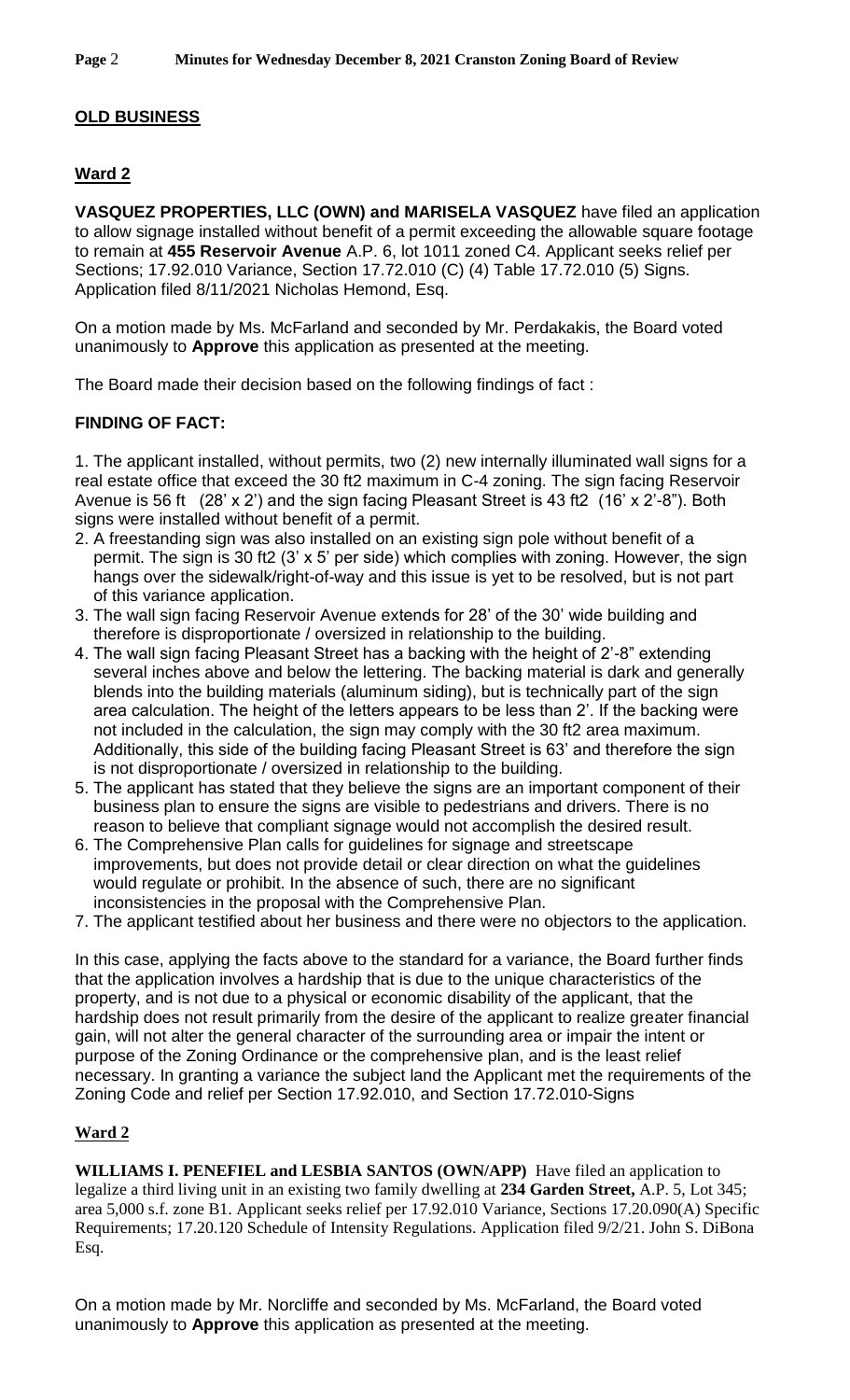## OLD BUSINESS

### Ward 2

**VASQUEZ PROPERTIES, LLC (OWN) and MARISELA VASQUEZ** have filed an application to allow signage installed without benefit of a permit exceeding the allowable square footage to remain at **455 Reservoir Avenue** A.P. 6, lot 1011 zoned C4. Applicant seeks relief per Sections; 17.92.010 Variance, Section 17.72.010 (C) (4) Table 17.72.010 (5) Signs. Application filed 8/11/2021 Nicholas Hemond, Esq.

On a motion made by Ms. McFarland and seconded by Mr. Perdakakis, the Board voted unanimously to **Approve** this application as presented at the meeting.

The Board made their decision based on the following findings of fact :

### FINDING OF FACT:

1. The applicant installed, without permits, two (2) new internally illuminated wall signs for a real estate office that exceed the 30 ft2 maximum in C-4 zoning. The sign facing Reservoir Avenue is 56 ft (28' x 2') and the sign facing Pleasant Street is 43 ft2 (16' x 2'-8"). Both signs were installed without benefit of a permit.
2. A freestanding sign was also installed on an existing sign pole without benefit of a permit. The sign is 30 ft2 (3' x 5' per side) which complies with zoning. However, the sign hangs over the sidewalk/right-of-way and this issue is yet to be resolved, but is not part of this variance application.
3. The wall sign facing Reservoir Avenue extends for 28' of the 30' wide building and therefore is disproportionate / oversized in relationship to the building.
4. The wall sign facing Pleasant Street has a backing with the height of 2'-8" extending several inches above and below the lettering. The backing material is dark and generally blends into the building materials (aluminum siding), but is technically part of the sign area calculation. The height of the letters appears to be less than 2'. If the backing were not included in the calculation, the sign may comply with the 30 ft2 area maximum. Additionally, this side of the building facing Pleasant Street is 63' and therefore the sign is not disproportionate / oversized in relationship to the building.
5. The applicant has stated that they believe the signs are an important component of their business plan to ensure the signs are visible to pedestrians and drivers. There is no reason to believe that compliant signage would not accomplish the desired result.
6. The Comprehensive Plan calls for guidelines for signage and streetscape improvements, but does not provide detail or clear direction on what the guidelines would regulate or prohibit. In the absence of such, there are no significant inconsistencies in the proposal with the Comprehensive Plan.
7. The applicant testified about her business and there were no objectors to the application.

In this case, applying the facts above to the standard for a variance, the Board further finds that the application involves a hardship that is due to the unique characteristics of the property, and is not due to a physical or economic disability of the applicant, that the hardship does not result primarily from the desire of the applicant to realize greater financial gain, will not alter the general character of the surrounding area or impair the intent or purpose of the Zoning Ordinance or the comprehensive plan, and is the least relief necessary. In granting a variance the subject land the Applicant met the requirements of the Zoning Code and relief per Section 17.92.010, and Section 17.72.010-Signs

### Ward 2

**WILLIAMS I. PENEFIEL and LESBIA SANTOS (OWN/APP)** Have filed an application to legalize a third living unit in an existing two family dwelling at **234 Garden Street,** A.P. 5, Lot 345; area 5,000 s.f. zone B1. Applicant seeks relief per 17.92.010 Variance, Sections 17.20.090(A) Specific Requirements; 17.20.120 Schedule of Intensity Regulations. Application filed 9/2/21. John S. DiBona Esq.

On a motion made by Mr. Norcliffe and seconded by Ms. McFarland, the Board voted unanimously to **Approve** this application as presented at the meeting.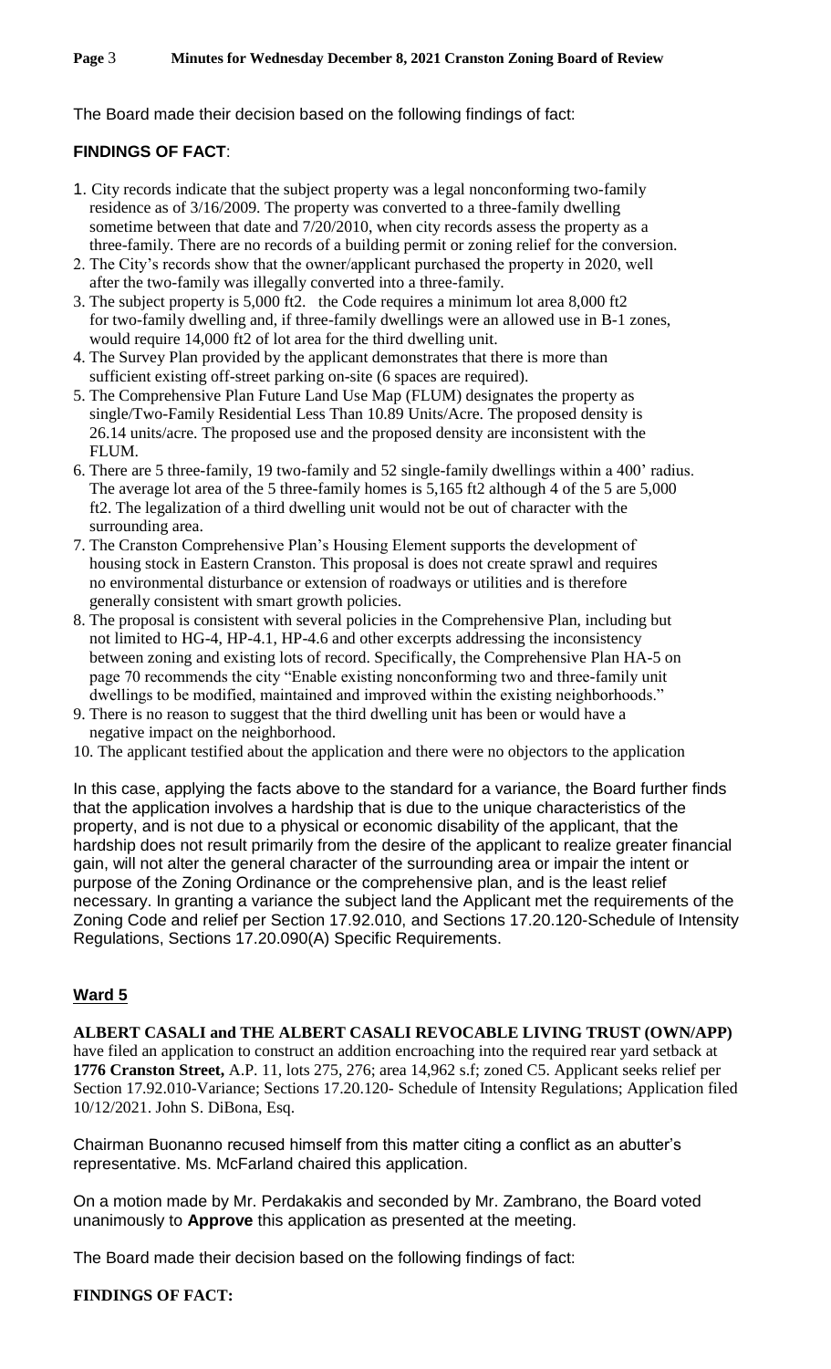The Board made their decision based on the following findings of fact:

**FINDINGS OF FACT**:

1. City records indicate that the subject property was a legal nonconforming two-family residence as of 3/16/2009. The property was converted to a three-family dwelling sometime between that date and 7/20/2010, when city records assess the property as a three-family. There are no records of a building permit or zoning relief for the conversion.
2. The City's records show that the owner/applicant purchased the property in 2020, well after the two-family was illegally converted into a three-family.
3. The subject property is 5,000 ft2. the Code requires a minimum lot area 8,000 ft2 for two-family dwelling and, if three-family dwellings were an allowed use in B-1 zones, would require 14,000 ft2 of lot area for the third dwelling unit.
4. The Survey Plan provided by the applicant demonstrates that there is more than sufficient existing off-street parking on-site (6 spaces are required).
5. The Comprehensive Plan Future Land Use Map (FLUM) designates the property as single/Two-Family Residential Less Than 10.89 Units/Acre. The proposed density is 26.14 units/acre. The proposed use and the proposed density are inconsistent with the FLUM.
6. There are 5 three-family, 19 two-family and 52 single-family dwellings within a 400' radius. The average lot area of the 5 three-family homes is 5,165 ft2 although 4 of the 5 are 5,000 ft2. The legalization of a third dwelling unit would not be out of character with the surrounding area.
7. The Cranston Comprehensive Plan's Housing Element supports the development of housing stock in Eastern Cranston. This proposal is does not create sprawl and requires no environmental disturbance or extension of roadways or utilities and is therefore generally consistent with smart growth policies.
8. The proposal is consistent with several policies in the Comprehensive Plan, including but not limited to HG-4, HP-4.1, HP-4.6 and other excerpts addressing the inconsistency between zoning and existing lots of record. Specifically, the Comprehensive Plan HA-5 on page 70 recommends the city "Enable existing nonconforming two and three-family unit dwellings to be modified, maintained and improved within the existing neighborhoods."
9. There is no reason to suggest that the third dwelling unit has been or would have a negative impact on the neighborhood.
10. The applicant testified about the application and there were no objectors to the application

In this case, applying the facts above to the standard for a variance, the Board further finds that the application involves a hardship that is due to the unique characteristics of the property, and is not due to a physical or economic disability of the applicant, that the hardship does not result primarily from the desire of the applicant to realize greater financial gain, will not alter the general character of the surrounding area or impair the intent or purpose of the Zoning Ordinance or the comprehensive plan, and is the least relief necessary. In granting a variance the subject land the Applicant met the requirements of the Zoning Code and relief per Section 17.92.010, and Sections 17.20.120-Schedule of Intensity Regulations, Sections 17.20.090(A) Specific Requirements.

## Ward 5

**ALBERT CASALI and THE ALBERT CASALI REVOCABLE LIVING TRUST (OWN/APP)** have filed an application to construct an addition encroaching into the required rear yard setback at **1776 Cranston Street,** A.P. 11, lots 275, 276; area 14,962 s.f; zoned C5. Applicant seeks relief per Section 17.92.010-Variance; Sections 17.20.120- Schedule of Intensity Regulations; Application filed 10/12/2021. John S. DiBona, Esq.

Chairman Buonanno recused himself from this matter citing a conflict as an abutter's representative. Ms. McFarland chaired this application.

On a motion made by Mr. Perdakakis and seconded by Mr. Zambrano, the Board voted unanimously to **Approve** this application as presented at the meeting.

The Board made their decision based on the following findings of fact:

**FINDINGS OF FACT:**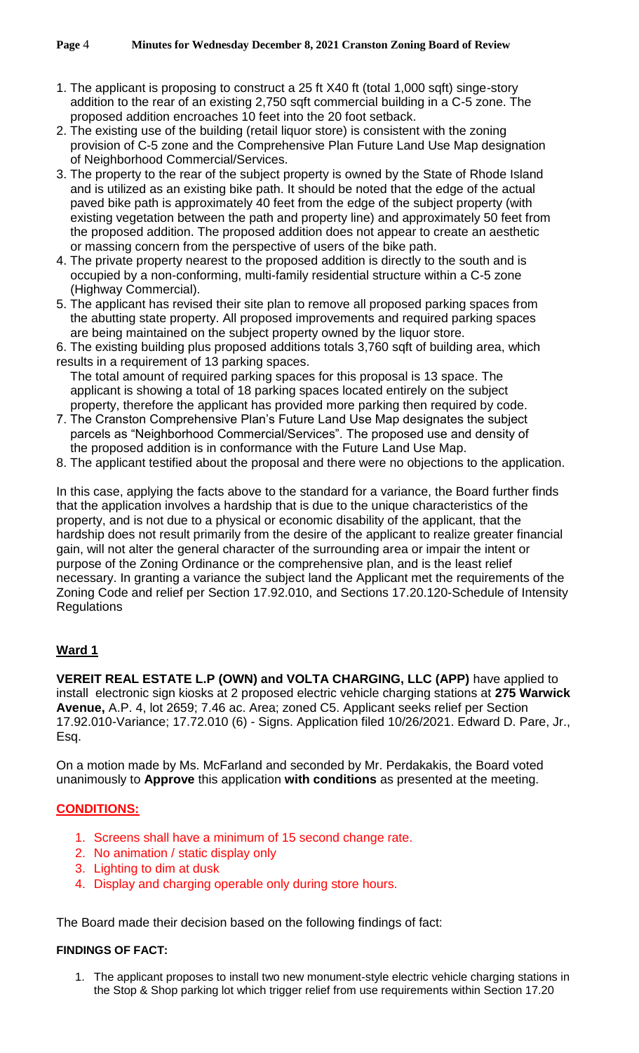1. The applicant is proposing to construct a 25 ft X40 ft (total 1,000 sqft) singe-story addition to the rear of an existing 2,750 sqft commercial building in a C-5 zone. The proposed addition encroaches 10 feet into the 20 foot setback.
2. The existing use of the building (retail liquor store) is consistent with the zoning provision of C-5 zone and the Comprehensive Plan Future Land Use Map designation of Neighborhood Commercial/Services.
3. The property to the rear of the subject property is owned by the State of Rhode Island and is utilized as an existing bike path. It should be noted that the edge of the actual paved bike path is approximately 40 feet from the edge of the subject property (with existing vegetation between the path and property line) and approximately 50 feet from the proposed addition. The proposed addition does not appear to create an aesthetic or massing concern from the perspective of users of the bike path.
4. The private property nearest to the proposed addition is directly to the south and is occupied by a non-conforming, multi-family residential structure within a C-5 zone (Highway Commercial).
5. The applicant has revised their site plan to remove all proposed parking spaces from the abutting state property. All proposed improvements and required parking spaces are being maintained on the subject property owned by the liquor store.
6. The existing building plus proposed additions totals 3,760 sqft of building area, which results in a requirement of 13 parking spaces.
   The total amount of required parking spaces for this proposal is 13 space. The applicant is showing a total of 18 parking spaces located entirely on the subject property, therefore the applicant has provided more parking then required by code.
7. The Cranston Comprehensive Plan's Future Land Use Map designates the subject parcels as "Neighborhood Commercial/Services". The proposed use and density of the proposed addition is in conformance with the Future Land Use Map.
8. The applicant testified about the proposal and there were no objections to the application.

In this case, applying the facts above to the standard for a variance, the Board further finds that the application involves a hardship that is due to the unique characteristics of the property, and is not due to a physical or economic disability of the applicant, that the hardship does not result primarily from the desire of the applicant to realize greater financial gain, will not alter the general character of the surrounding area or impair the intent or purpose of the Zoning Ordinance or the comprehensive plan, and is the least relief necessary. In granting a variance the subject land the Applicant met the requirements of the Zoning Code and relief per Section 17.92.010, and Sections 17.20.120-Schedule of Intensity Regulations

## Ward 1

**VEREIT REAL ESTATE L.P (OWN) and VOLTA CHARGING, LLC (APP)** have applied to install electronic sign kiosks at 2 proposed electric vehicle charging stations at **275 Warwick Avenue,** A.P. 4, lot 2659; 7.46 ac. Area; zoned C5. Applicant seeks relief per Section 17.92.010-Variance; 17.72.010 (6) - Signs. Application filed 10/26/2021. Edward D. Pare, Jr., Esq.

On a motion made by Ms. McFarland and seconded by Mr. Perdakakis, the Board voted unanimously to **Approve** this application **with conditions** as presented at the meeting.

**CONDITIONS:**

1. Screens shall have a minimum of 15 second change rate.
2. No animation / static display only
3. Lighting to dim at dusk
4. Display and charging operable only during store hours.

The Board made their decision based on the following findings of fact:

**FINDINGS OF FACT:**

1. The applicant proposes to install two new monument-style electric vehicle charging stations in the Stop & Shop parking lot which trigger relief from use requirements within Section 17.20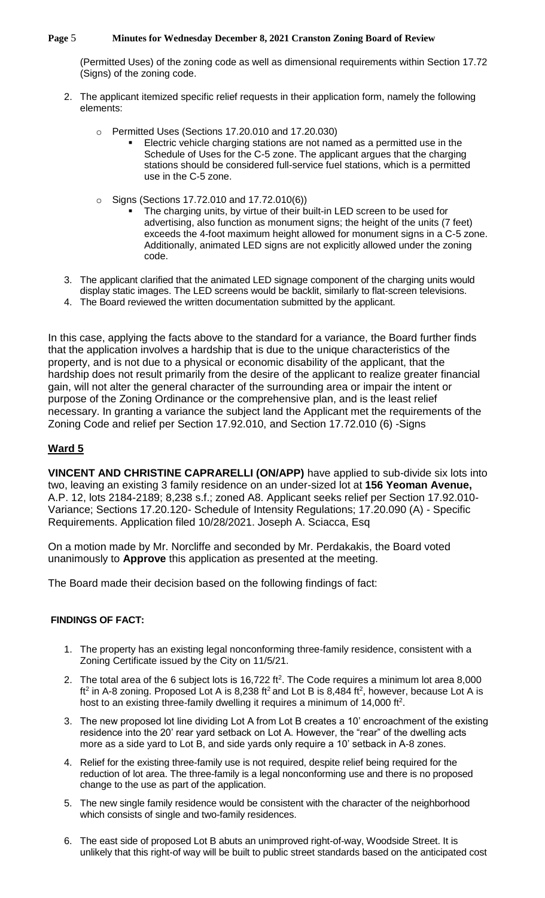(Permitted Uses) of the zoning code as well as dimensional requirements within Section 17.72 (Signs) of the zoning code.

2. The applicant itemized specific relief requests in their application form, namely the following elements:
   - Permitted Uses (Sections 17.20.010 and 17.20.030)
     - Electric vehicle charging stations are not named as a permitted use in the Schedule of Uses for the C-5 zone. The applicant argues that the charging stations should be considered full-service fuel stations, which is a permitted use in the C-5 zone.
   - Signs (Sections 17.72.010 and 17.72.010(6))
     - The charging units, by virtue of their built-in LED screen to be used for advertising, also function as monument signs; the height of the units (7 feet) exceeds the 4-foot maximum height allowed for monument signs in a C-5 zone. Additionally, animated LED signs are not explicitly allowed under the zoning code.
3. The applicant clarified that the animated LED signage component of the charging units would display static images. The LED screens would be backlit, similarly to flat-screen televisions.
4. The Board reviewed the written documentation submitted by the applicant.

In this case, applying the facts above to the standard for a variance, the Board further finds that the application involves a hardship that is due to the unique characteristics of the property, and is not due to a physical or economic disability of the applicant, that the hardship does not result primarily from the desire of the applicant to realize greater financial gain, will not alter the general character of the surrounding area or impair the intent or purpose of the Zoning Ordinance or the comprehensive plan, and is the least relief necessary. In granting a variance the subject land the Applicant met the requirements of the Zoning Code and relief per Section 17.92.010, and Section 17.72.010 (6) -Signs

## Ward 5

**VINCENT AND CHRISTINE CAPRARELLI (ON/APP)** have applied to sub-divide six lots into two, leaving an existing 3 family residence on an under-sized lot at **156 Yeoman Avenue,** A.P. 12, lots 2184-2189; 8,238 s.f.; zoned A8. Applicant seeks relief per Section 17.92.010- Variance; Sections 17.20.120- Schedule of Intensity Regulations; 17.20.090 (A) - Specific Requirements. Application filed 10/28/2021. Joseph A. Sciacca, Esq

On a motion made by Mr. Norcliffe and seconded by Mr. Perdakakis, the Board voted unanimously to **Approve** this application as presented at the meeting.

The Board made their decision based on the following findings of fact:

**FINDINGS OF FACT:**

1. The property has an existing legal nonconforming three-family residence, consistent with a Zoning Certificate issued by the City on 11/5/21.
2. The total area of the 6 subject lots is 16,722 ft$^2$. The Code requires a minimum lot area 8,000 ft$^2$ in A-8 zoning. Proposed Lot A is 8,238 ft$^2$ and Lot B is 8,484 ft$^2$, however, because Lot A is host to an existing three-family dwelling it requires a minimum of 14,000 ft$^2$.
3. The new proposed lot line dividing Lot A from Lot B creates a 10' encroachment of the existing residence into the 20' rear yard setback on Lot A. However, the "rear" of the dwelling acts more as a side yard to Lot B, and side yards only require a 10' setback in A-8 zones.
4. Relief for the existing three-family use is not required, despite relief being required for the reduction of lot area. The three-family is a legal nonconforming use and there is no proposed change to the use as part of the application.
5. The new single family residence would be consistent with the character of the neighborhood which consists of single and two-family residences.
6. The east side of proposed Lot B abuts an unimproved right-of-way, Woodside Street. It is unlikely that this right-of way will be built to public street standards based on the anticipated cost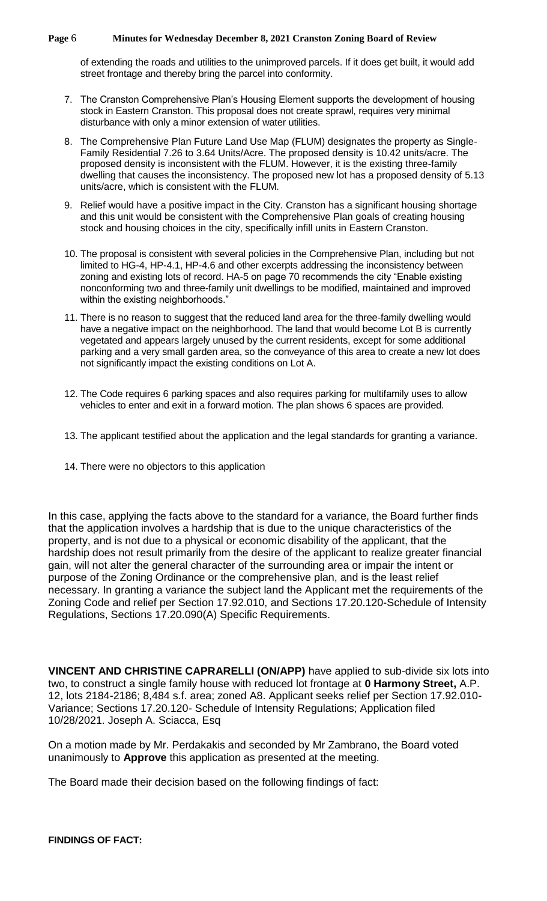of extending the roads and utilities to the unimproved parcels. If it does get built, it would add street frontage and thereby bring the parcel into conformity.

7. The Cranston Comprehensive Plan's Housing Element supports the development of housing stock in Eastern Cranston. This proposal does not create sprawl, requires very minimal disturbance with only a minor extension of water utilities.
8. The Comprehensive Plan Future Land Use Map (FLUM) designates the property as Single-Family Residential 7.26 to 3.64 Units/Acre. The proposed density is 10.42 units/acre. The proposed density is inconsistent with the FLUM. However, it is the existing three-family dwelling that causes the inconsistency. The proposed new lot has a proposed density of 5.13 units/acre, which is consistent with the FLUM.
9. Relief would have a positive impact in the City. Cranston has a significant housing shortage and this unit would be consistent with the Comprehensive Plan goals of creating housing stock and housing choices in the city, specifically infill units in Eastern Cranston.
10. The proposal is consistent with several policies in the Comprehensive Plan, including but not limited to HG-4, HP-4.1, HP-4.6 and other excerpts addressing the inconsistency between zoning and existing lots of record. HA-5 on page 70 recommends the city "Enable existing nonconforming two and three-family unit dwellings to be modified, maintained and improved within the existing neighborhoods."
11. There is no reason to suggest that the reduced land area for the three-family dwelling would have a negative impact on the neighborhood. The land that would become Lot B is currently vegetated and appears largely unused by the current residents, except for some additional parking and a very small garden area, so the conveyance of this area to create a new lot does not significantly impact the existing conditions on Lot A.
12. The Code requires 6 parking spaces and also requires parking for multifamily uses to allow vehicles to enter and exit in a forward motion. The plan shows 6 spaces are provided.
13. The applicant testified about the application and the legal standards for granting a variance.
14. There were no objectors to this application

In this case, applying the facts above to the standard for a variance, the Board further finds that the application involves a hardship that is due to the unique characteristics of the property, and is not due to a physical or economic disability of the applicant, that the hardship does not result primarily from the desire of the applicant to realize greater financial gain, will not alter the general character of the surrounding area or impair the intent or purpose of the Zoning Ordinance or the comprehensive plan, and is the least relief necessary. In granting a variance the subject land the Applicant met the requirements of the Zoning Code and relief per Section 17.92.010, and Sections 17.20.120-Schedule of Intensity Regulations, Sections 17.20.090(A) Specific Requirements.

**VINCENT AND CHRISTINE CAPRARELLI (ON/APP)** have applied to sub-divide six lots into two, to construct a single family house with reduced lot frontage at **0 Harmony Street,** A.P. 12, lots 2184-2186; 8,484 s.f. area; zoned A8. Applicant seeks relief per Section 17.92.010-Variance; Sections 17.20.120- Schedule of Intensity Regulations; Application filed 10/28/2021. Joseph A. Sciacca, Esq

On a motion made by Mr. Perdakakis and seconded by Mr Zambrano, the Board voted unanimously to **Approve** this application as presented at the meeting.

The Board made their decision based on the following findings of fact:

**FINDINGS OF FACT:**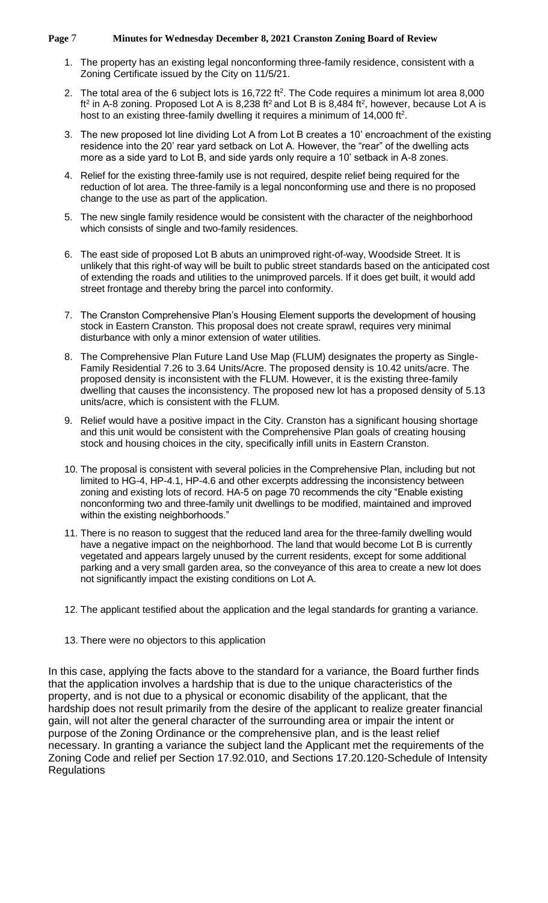1. The property has an existing legal nonconforming three-family residence, consistent with a Zoning Certificate issued by the City on 11/5/21.
2. The total area of the 6 subject lots is 16,722 $ft^2$. The Code requires a minimum lot area 8,000 $ft^2$ in A-8 zoning. Proposed Lot A is 8,238 $ft^2$ and Lot B is 8,484 $ft^2$, however, because Lot A is host to an existing three-family dwelling it requires a minimum of 14,000 $ft^2$.
3. The new proposed lot line dividing Lot A from Lot B creates a 10' encroachment of the existing residence into the 20' rear yard setback on Lot A. However, the "rear" of the dwelling acts more as a side yard to Lot B, and side yards only require a 10' setback in A-8 zones.
4. Relief for the existing three-family use is not required, despite relief being required for the reduction of lot area. The three-family is a legal nonconforming use and there is no proposed change to the use as part of the application.
5. The new single family residence would be consistent with the character of the neighborhood which consists of single and two-family residences.
6. The east side of proposed Lot B abuts an unimproved right-of-way, Woodside Street. It is unlikely that this right-of way will be built to public street standards based on the anticipated cost of extending the roads and utilities to the unimproved parcels. If it does get built, it would add street frontage and thereby bring the parcel into conformity.
7. The Cranston Comprehensive Plan's Housing Element supports the development of housing stock in Eastern Cranston. This proposal does not create sprawl, requires very minimal disturbance with only a minor extension of water utilities.
8. The Comprehensive Plan Future Land Use Map (FLUM) designates the property as Single-Family Residential 7.26 to 3.64 Units/Acre. The proposed density is 10.42 units/acre. The proposed density is inconsistent with the FLUM. However, it is the existing three-family dwelling that causes the inconsistency. The proposed new lot has a proposed density of 5.13 units/acre, which is consistent with the FLUM.
9. Relief would have a positive impact in the City. Cranston has a significant housing shortage and this unit would be consistent with the Comprehensive Plan goals of creating housing stock and housing choices in the city, specifically infill units in Eastern Cranston.
10. The proposal is consistent with several policies in the Comprehensive Plan, including but not limited to HG-4, HP-4.1, HP-4.6 and other excerpts addressing the inconsistency between zoning and existing lots of record. HA-5 on page 70 recommends the city "Enable existing nonconforming two and three-family unit dwellings to be modified, maintained and improved within the existing neighborhoods."
11. There is no reason to suggest that the reduced land area for the three-family dwelling would have a negative impact on the neighborhood. The land that would become Lot B is currently vegetated and appears largely unused by the current residents, except for some additional parking and a very small garden area, so the conveyance of this area to create a new lot does not significantly impact the existing conditions on Lot A.
12. The applicant testified about the application and the legal standards for granting a variance.
13. There were no objectors to this application

In this case, applying the facts above to the standard for a variance, the Board further finds that the application involves a hardship that is due to the unique characteristics of the property, and is not due to a physical or economic disability of the applicant, that the hardship does not result primarily from the desire of the applicant to realize greater financial gain, will not alter the general character of the surrounding area or impair the intent or purpose of the Zoning Ordinance or the comprehensive plan, and is the least relief necessary. In granting a variance the subject land the Applicant met the requirements of the Zoning Code and relief per Section 17.92.010, and Sections 17.20.120-Schedule of Intensity Regulations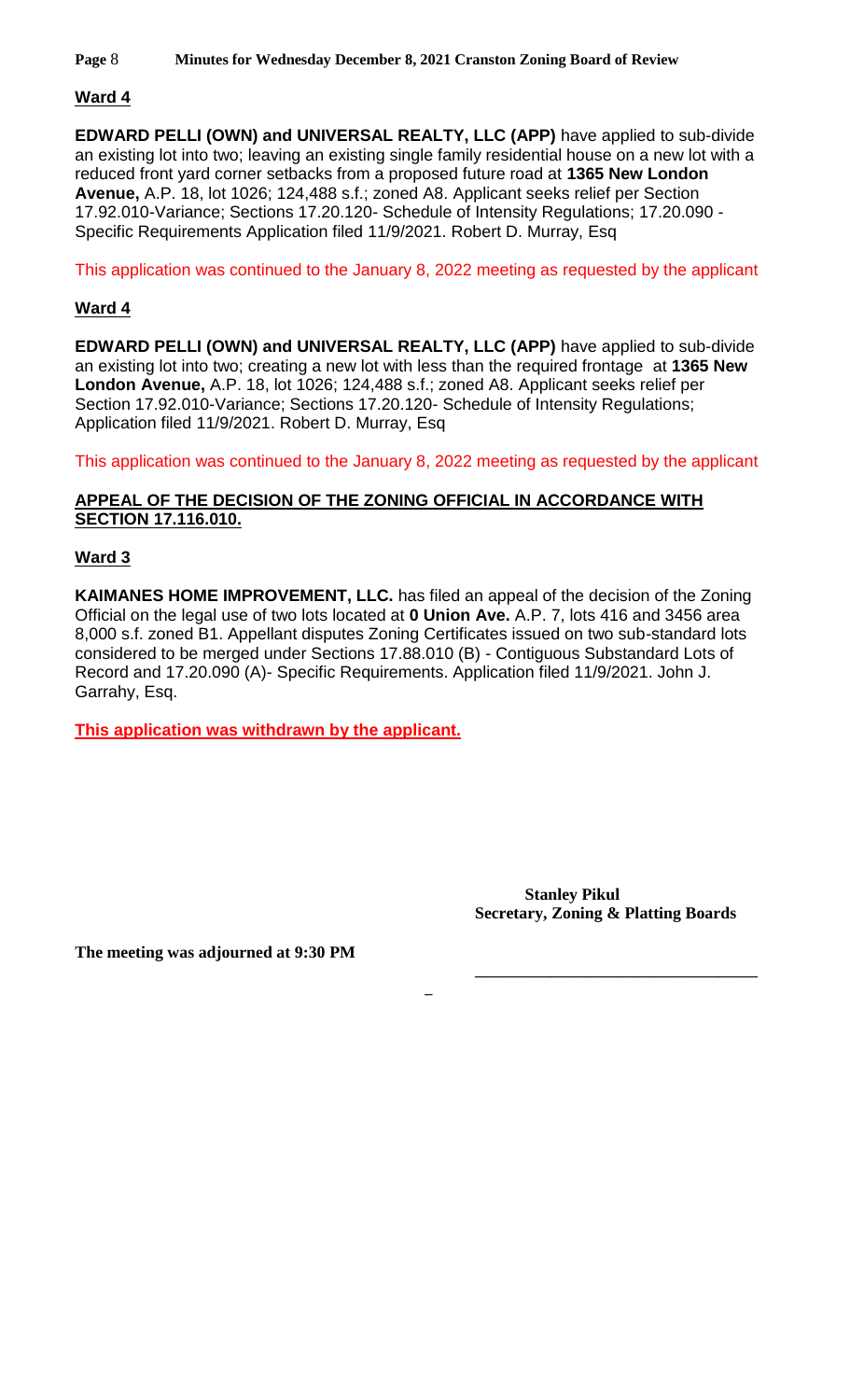## Ward 4

**EDWARD PELLI (OWN) and UNIVERSAL REALTY, LLC (APP)** have applied to sub-divide an existing lot into two; leaving an existing single family residential house on a new lot with a reduced front yard corner setbacks from a proposed future road at **1365 New London Avenue,** A.P. 18, lot 1026; 124,488 s.f.; zoned A8. Applicant seeks relief per Section 17.92.010-Variance; Sections 17.20.120- Schedule of Intensity Regulations; 17.20.090 - Specific Requirements Application filed 11/9/2021. Robert D. Murray, Esq

This application was continued to the January 8, 2022 meeting as requested by the applicant

## Ward 4

**EDWARD PELLI (OWN) and UNIVERSAL REALTY, LLC (APP)** have applied to sub-divide an existing lot into two; creating a new lot with less than the required frontage at **1365 New London Avenue,** A.P. 18, lot 1026; 124,488 s.f.; zoned A8. Applicant seeks relief per Section 17.92.010-Variance; Sections 17.20.120- Schedule of Intensity Regulations; Application filed 11/9/2021. Robert D. Murray, Esq

This application was continued to the January 8, 2022 meeting as requested by the applicant

## APPEAL OF THE DECISION OF THE ZONING OFFICIAL IN ACCORDANCE WITH SECTION 17.116.010.

## Ward 3

**KAIMANES HOME IMPROVEMENT, LLC.** has filed an appeal of the decision of the Zoning Official on the legal use of two lots located at **0 Union Ave.** A.P. 7, lots 416 and 3456 area 8,000 s.f. zoned B1. Appellant disputes Zoning Certificates issued on two sub-standard lots considered to be merged under Sections 17.88.010 (B) - Contiguous Substandard Lots of Record and 17.20.090 (A)- Specific Requirements. Application filed 11/9/2021. John J. Garrahy, Esq.

**This application was withdrawn by the applicant.**

**Stanley Pikul**
**Secretary, Zoning & Platting Boards**

**The meeting was adjourned at 9:30 PM**

\_\_\_\_\_\_\_\_\_\_\_\_\_\_\_\_\_\_\_\_\_\_\_\_\_\_\_\_\_\_\_\_\_\_